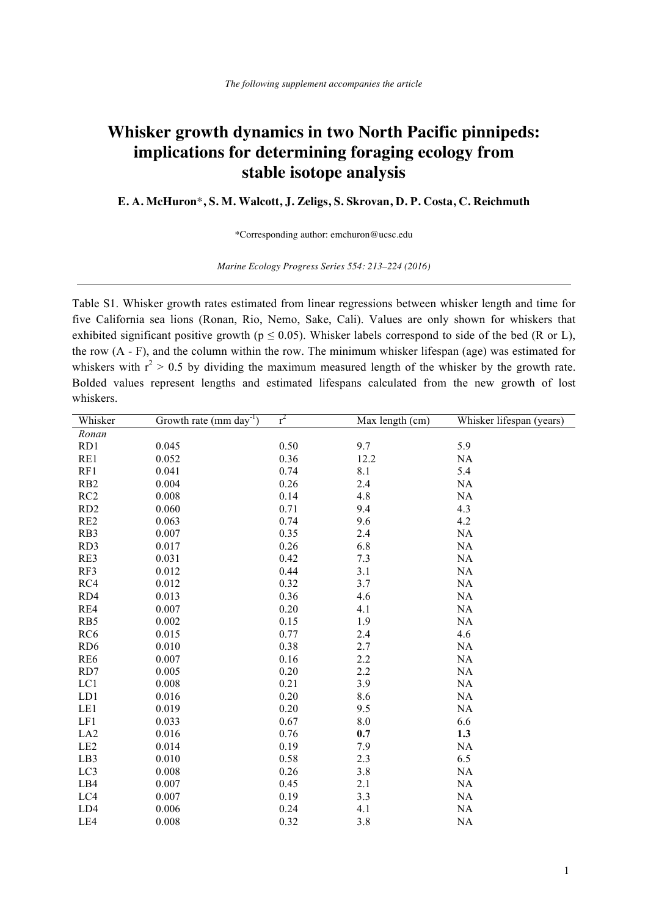*The following supplement accompanies the article*

# Whisker growth dynamics in two North Pacific pinnipeds: implications for determining foraging ecology from stable isotope analysis

**E. A. McHuron*, S. M. Walcott, J. Zeligs, S. Skrovan, D. P. Costa, C. Reichmuth**

*Corresponding author: emchuron@ucsc.edu

*Marine Ecology Progress Series 554: 213–224 (2016)*

---

Table S1. Whisker growth rates estimated from linear regressions between whisker length and time for five California sea lions (Ronan, Rio, Nemo, Sake, Cali). Values are only shown for whiskers that exhibited significant positive growth ($p \leq 0.05$). Whisker labels correspond to side of the bed (R or L), the row (A - F), and the column within the row. The minimum whisker lifespan (age) was estimated for whiskers with $r^2 > 0.5$ by dividing the maximum measured length of the whisker by the growth rate. Bolded values represent lengths and estimated lifespans calculated from the new growth of lost whiskers.

| Whisker | Growth rate (mm day$^{-1}$) | $r^2$ | Max length (cm) | Whisker lifespan (years) |
|---|---|---|---|---|
| *Ronan* | | | | |
| RD1 | 0.045 | 0.50 | 9.7 | 5.9 |
| RE1 | 0.052 | 0.36 | 12.2 | NA |
| RF1 | 0.041 | 0.74 | 8.1 | 5.4 |
| RB2 | 0.004 | 0.26 | 2.4 | NA |
| RC2 | 0.008 | 0.14 | 4.8 | NA |
| RD2 | 0.060 | 0.71 | 9.4 | 4.3 |
| RE2 | 0.063 | 0.74 | 9.6 | 4.2 |
| RB3 | 0.007 | 0.35 | 2.4 | NA |
| RD3 | 0.017 | 0.26 | 6.8 | NA |
| RE3 | 0.031 | 0.42 | 7.3 | NA |
| RF3 | 0.012 | 0.44 | 3.1 | NA |
| RC4 | 0.012 | 0.32 | 3.7 | NA |
| RD4 | 0.013 | 0.36 | 4.6 | NA |
| RE4 | 0.007 | 0.20 | 4.1 | NA |
| RB5 | 0.002 | 0.15 | 1.9 | NA |
| RC6 | 0.015 | 0.77 | 2.4 | 4.6 |
| RD6 | 0.010 | 0.38 | 2.7 | NA |
| RE6 | 0.007 | 0.16 | 2.2 | NA |
| RD7 | 0.005 | 0.20 | 2.2 | NA |
| LC1 | 0.008 | 0.21 | 3.9 | NA |
| LD1 | 0.016 | 0.20 | 8.6 | NA |
| LE1 | 0.019 | 0.20 | 9.5 | NA |
| LF1 | 0.033 | 0.67 | 8.0 | 6.6 |
| LA2 | 0.016 | 0.76 | **0.7** | **1.3** |
| LE2 | 0.014 | 0.19 | 7.9 | NA |
| LB3 | 0.010 | 0.58 | 2.3 | 6.5 |
| LC3 | 0.008 | 0.26 | 3.8 | NA |
| LB4 | 0.007 | 0.45 | 2.1 | NA |
| LC4 | 0.007 | 0.19 | 3.3 | NA |
| LD4 | 0.006 | 0.24 | 4.1 | NA |
| LE4 | 0.008 | 0.32 | 3.8 | NA |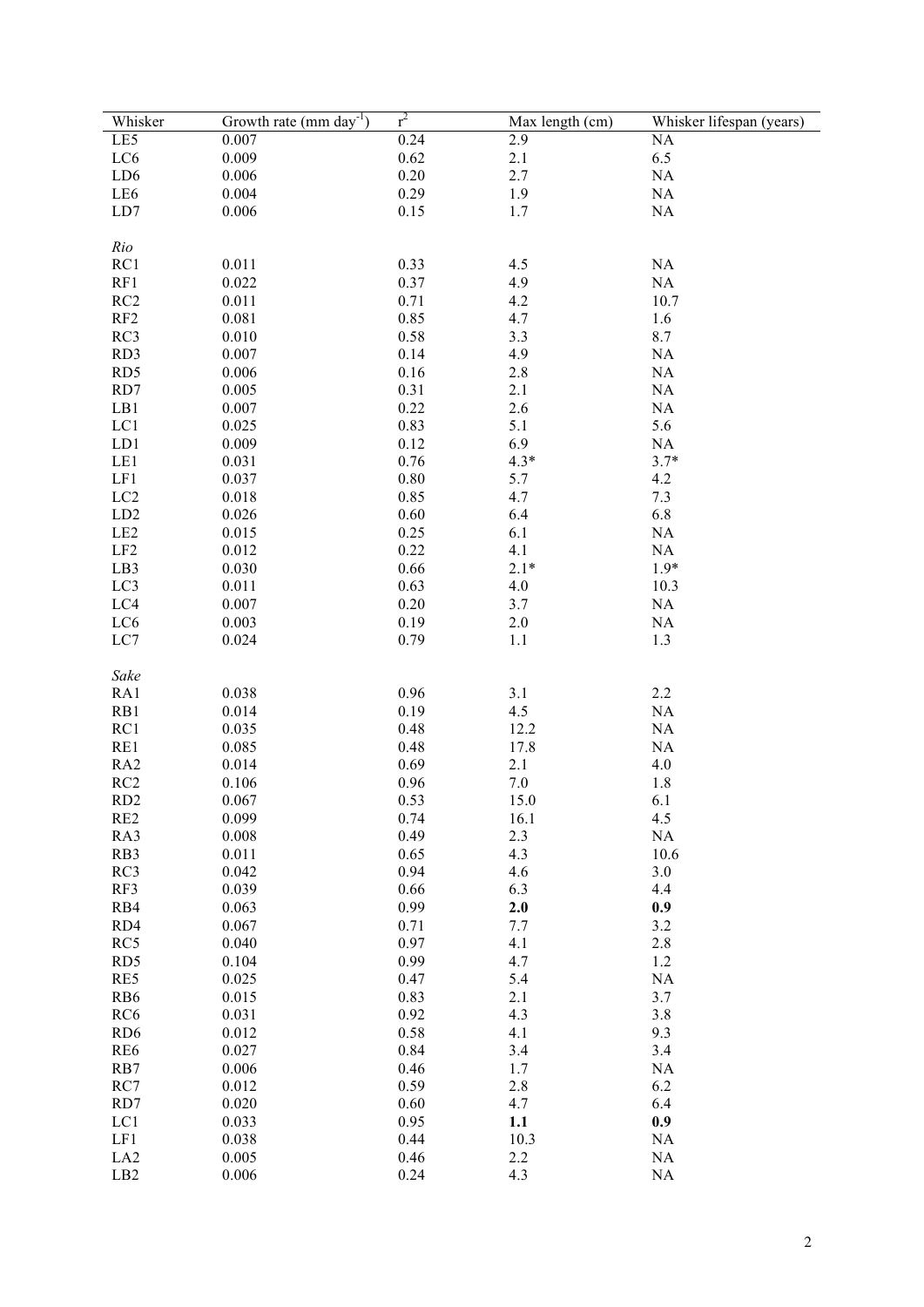| Whisker | Growth rate (mm day$^{-1}$) | $r^2$ | Max length (cm) | Whisker lifespan (years) |
|---|---|---|---|---|
| LE5 | 0.007 | 0.24 | 2.9 | NA |
| LC6 | 0.009 | 0.62 | 2.1 | 6.5 |
| LD6 | 0.006 | 0.20 | 2.7 | NA |
| LE6 | 0.004 | 0.29 | 1.9 | NA |
| LD7 | 0.006 | 0.15 | 1.7 | NA |
| *Rio* | | | | |
| RC1 | 0.011 | 0.33 | 4.5 | NA |
| RF1 | 0.022 | 0.37 | 4.9 | NA |
| RC2 | 0.011 | 0.71 | 4.2 | 10.7 |
| RF2 | 0.081 | 0.85 | 4.7 | 1.6 |
| RC3 | 0.010 | 0.58 | 3.3 | 8.7 |
| RD3 | 0.007 | 0.14 | 4.9 | NA |
| RD5 | 0.006 | 0.16 | 2.8 | NA |
| RD7 | 0.005 | 0.31 | 2.1 | NA |
| LB1 | 0.007 | 0.22 | 2.6 | NA |
| LC1 | 0.025 | 0.83 | 5.1 | 5.6 |
| LD1 | 0.009 | 0.12 | 6.9 | NA |
| LE1 | 0.031 | 0.76 | 4.3* | 3.7* |
| LF1 | 0.037 | 0.80 | 5.7 | 4.2 |
| LC2 | 0.018 | 0.85 | 4.7 | 7.3 |
| LD2 | 0.026 | 0.60 | 6.4 | 6.8 |
| LE2 | 0.015 | 0.25 | 6.1 | NA |
| LF2 | 0.012 | 0.22 | 4.1 | NA |
| LB3 | 0.030 | 0.66 | 2.1* | 1.9* |
| LC3 | 0.011 | 0.63 | 4.0 | 10.3 |
| LC4 | 0.007 | 0.20 | 3.7 | NA |
| LC6 | 0.003 | 0.19 | 2.0 | NA |
| LC7 | 0.024 | 0.79 | 1.1 | 1.3 |
| *Sake* | | | | |
| RA1 | 0.038 | 0.96 | 3.1 | 2.2 |
| RB1 | 0.014 | 0.19 | 4.5 | NA |
| RC1 | 0.035 | 0.48 | 12.2 | NA |
| RE1 | 0.085 | 0.48 | 17.8 | NA |
| RA2 | 0.014 | 0.69 | 2.1 | 4.0 |
| RC2 | 0.106 | 0.96 | 7.0 | 1.8 |
| RD2 | 0.067 | 0.53 | 15.0 | 6.1 |
| RE2 | 0.099 | 0.74 | 16.1 | 4.5 |
| RA3 | 0.008 | 0.49 | 2.3 | NA |
| RB3 | 0.011 | 0.65 | 4.3 | 10.6 |
| RC3 | 0.042 | 0.94 | 4.6 | 3.0 |
| RF3 | 0.039 | 0.66 | 6.3 | 4.4 |
| RB4 | 0.063 | 0.99 | **2.0** | **0.9** |
| RD4 | 0.067 | 0.71 | 7.7 | 3.2 |
| RC5 | 0.040 | 0.97 | 4.1 | 2.8 |
| RD5 | 0.104 | 0.99 | 4.7 | 1.2 |
| RE5 | 0.025 | 0.47 | 5.4 | NA |
| RB6 | 0.015 | 0.83 | 2.1 | 3.7 |
| RC6 | 0.031 | 0.92 | 4.3 | 3.8 |
| RD6 | 0.012 | 0.58 | 4.1 | 9.3 |
| RE6 | 0.027 | 0.84 | 3.4 | 3.4 |
| RB7 | 0.006 | 0.46 | 1.7 | NA |
| RC7 | 0.012 | 0.59 | 2.8 | 6.2 |
| RD7 | 0.020 | 0.60 | 4.7 | 6.4 |
| LC1 | 0.033 | 0.95 | **1.1** | **0.9** |
| LF1 | 0.038 | 0.44 | 10.3 | NA |
| LA2 | 0.005 | 0.46 | 2.2 | NA |
| LB2 | 0.006 | 0.24 | 4.3 | NA |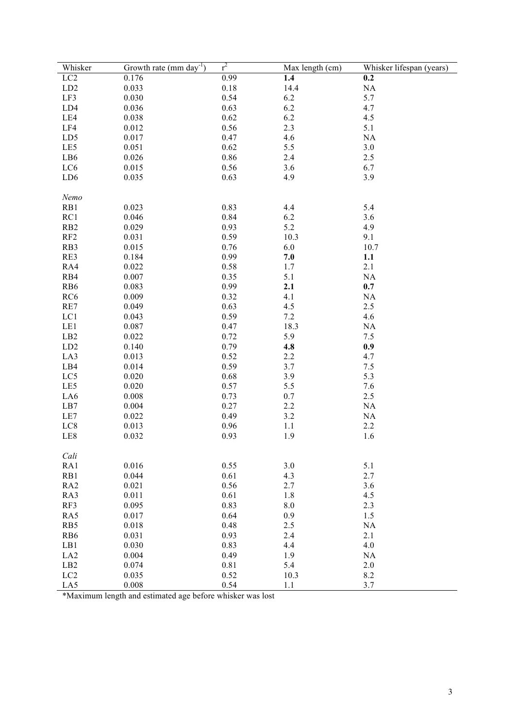| Whisker | Growth rate (mm day$^{-1}$) | $r^2$ | Max length (cm) | Whisker lifespan (years) |
|---|---|---|---|---|
| LC2 | 0.176 | 0.99 | **1.4** | **0.2** |
| LD2 | 0.033 | 0.18 | 14.4 | NA |
| LF3 | 0.030 | 0.54 | 6.2 | 5.7 |
| LD4 | 0.036 | 0.63 | 6.2 | 4.7 |
| LE4 | 0.038 | 0.62 | 6.2 | 4.5 |
| LF4 | 0.012 | 0.56 | 2.3 | 5.1 |
| LD5 | 0.017 | 0.47 | 4.6 | NA |
| LE5 | 0.051 | 0.62 | 5.5 | 3.0 |
| LB6 | 0.026 | 0.86 | 2.4 | 2.5 |
| LC6 | 0.015 | 0.56 | 3.6 | 6.7 |
| LD6 | 0.035 | 0.63 | 4.9 | 3.9 |
| *Nemo* | | | | |
| RB1 | 0.023 | 0.83 | 4.4 | 5.4 |
| RC1 | 0.046 | 0.84 | 6.2 | 3.6 |
| RB2 | 0.029 | 0.93 | 5.2 | 4.9 |
| RF2 | 0.031 | 0.59 | 10.3 | 9.1 |
| RB3 | 0.015 | 0.76 | 6.0 | 10.7 |
| RE3 | 0.184 | 0.99 | **7.0** | **1.1** |
| RA4 | 0.022 | 0.58 | 1.7 | 2.1 |
| RB4 | 0.007 | 0.35 | 5.1 | NA |
| RB6 | 0.083 | 0.99 | **2.1** | **0.7** |
| RC6 | 0.009 | 0.32 | 4.1 | NA |
| RE7 | 0.049 | 0.63 | 4.5 | 2.5 |
| LC1 | 0.043 | 0.59 | 7.2 | 4.6 |
| LE1 | 0.087 | 0.47 | 18.3 | NA |
| LB2 | 0.022 | 0.72 | 5.9 | 7.5 |
| LD2 | 0.140 | 0.79 | **4.8** | **0.9** |
| LA3 | 0.013 | 0.52 | 2.2 | 4.7 |
| LB4 | 0.014 | 0.59 | 3.7 | 7.5 |
| LC5 | 0.020 | 0.68 | 3.9 | 5.3 |
| LE5 | 0.020 | 0.57 | 5.5 | 7.6 |
| LA6 | 0.008 | 0.73 | 0.7 | 2.5 |
| LB7 | 0.004 | 0.27 | 2.2 | NA |
| LE7 | 0.022 | 0.49 | 3.2 | NA |
| LC8 | 0.013 | 0.96 | 1.1 | 2.2 |
| LE8 | 0.032 | 0.93 | 1.9 | 1.6 |
| *Cali* | | | | |
| RA1 | 0.016 | 0.55 | 3.0 | 5.1 |
| RB1 | 0.044 | 0.61 | 4.3 | 2.7 |
| RA2 | 0.021 | 0.56 | 2.7 | 3.6 |
| RA3 | 0.011 | 0.61 | 1.8 | 4.5 |
| RF3 | 0.095 | 0.83 | 8.0 | 2.3 |
| RA5 | 0.017 | 0.64 | 0.9 | 1.5 |
| RB5 | 0.018 | 0.48 | 2.5 | NA |
| RB6 | 0.031 | 0.93 | 2.4 | 2.1 |
| LB1 | 0.030 | 0.83 | 4.4 | 4.0 |
| LA2 | 0.004 | 0.49 | 1.9 | NA |
| LB2 | 0.074 | 0.81 | 5.4 | 2.0 |
| LC2 | 0.035 | 0.52 | 10.3 | 8.2 |
| LA5 | 0.008 | 0.54 | 1.1 | 3.7 |

*Maximum length and estimated age before whisker was lost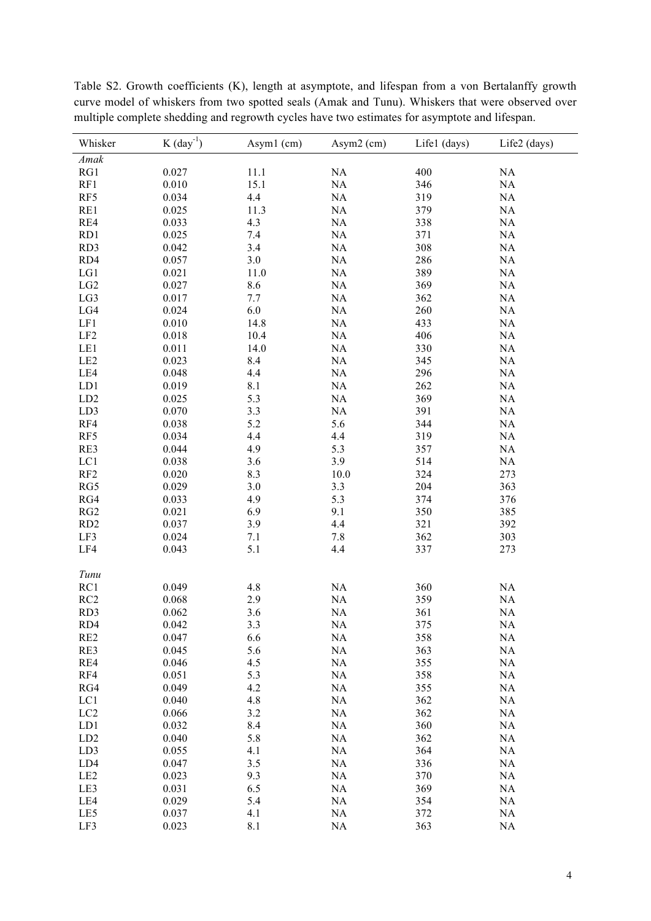Table S2. Growth coefficients (K), length at asymptote, and lifespan from a von Bertalanffy growth curve model of whiskers from two spotted seals (Amak and Tunu). Whiskers that were observed over multiple complete shedding and regrowth cycles have two estimates for asymptote and lifespan.

| Whisker | K (day$^{-1}$) | Asym1 (cm) | Asym2 (cm) | Life1 (days) | Life2 (days) |
|---|---|---|---|---|---|
| *Amak* | | | | | |
| RG1 | 0.027 | 11.1 | NA | 400 | NA |
| RF1 | 0.010 | 15.1 | NA | 346 | NA |
| RF5 | 0.034 | 4.4 | NA | 319 | NA |
| RE1 | 0.025 | 11.3 | NA | 379 | NA |
| RE4 | 0.033 | 4.3 | NA | 338 | NA |
| RD1 | 0.025 | 7.4 | NA | 371 | NA |
| RD3 | 0.042 | 3.4 | NA | 308 | NA |
| RD4 | 0.057 | 3.0 | NA | 286 | NA |
| LG1 | 0.021 | 11.0 | NA | 389 | NA |
| LG2 | 0.027 | 8.6 | NA | 369 | NA |
| LG3 | 0.017 | 7.7 | NA | 362 | NA |
| LG4 | 0.024 | 6.0 | NA | 260 | NA |
| LF1 | 0.010 | 14.8 | NA | 433 | NA |
| LF2 | 0.018 | 10.4 | NA | 406 | NA |
| LE1 | 0.011 | 14.0 | NA | 330 | NA |
| LE2 | 0.023 | 8.4 | NA | 345 | NA |
| LE4 | 0.048 | 4.4 | NA | 296 | NA |
| LD1 | 0.019 | 8.1 | NA | 262 | NA |
| LD2 | 0.025 | 5.3 | NA | 369 | NA |
| LD3 | 0.070 | 3.3 | NA | 391 | NA |
| RF4 | 0.038 | 5.2 | 5.6 | 344 | NA |
| RF5 | 0.034 | 4.4 | 4.4 | 319 | NA |
| RE3 | 0.044 | 4.9 | 5.3 | 357 | NA |
| LC1 | 0.038 | 3.6 | 3.9 | 514 | NA |
| RF2 | 0.020 | 8.3 | 10.0 | 324 | 273 |
| RG5 | 0.029 | 3.0 | 3.3 | 204 | 363 |
| RG4 | 0.033 | 4.9 | 5.3 | 374 | 376 |
| RG2 | 0.021 | 6.9 | 9.1 | 350 | 385 |
| RD2 | 0.037 | 3.9 | 4.4 | 321 | 392 |
| LF3 | 0.024 | 7.1 | 7.8 | 362 | 303 |
| LF4 | 0.043 | 5.1 | 4.4 | 337 | 273 |
| *Tunu* | | | | | |
| RC1 | 0.049 | 4.8 | NA | 360 | NA |
| RC2 | 0.068 | 2.9 | NA | 359 | NA |
| RD3 | 0.062 | 3.6 | NA | 361 | NA |
| RD4 | 0.042 | 3.3 | NA | 375 | NA |
| RE2 | 0.047 | 6.6 | NA | 358 | NA |
| RE3 | 0.045 | 5.6 | NA | 363 | NA |
| RE4 | 0.046 | 4.5 | NA | 355 | NA |
| RF4 | 0.051 | 5.3 | NA | 358 | NA |
| RG4 | 0.049 | 4.2 | NA | 355 | NA |
| LC1 | 0.040 | 4.8 | NA | 362 | NA |
| LC2 | 0.066 | 3.2 | NA | 362 | NA |
| LD1 | 0.032 | 8.4 | NA | 360 | NA |
| LD2 | 0.040 | 5.8 | NA | 362 | NA |
| LD3 | 0.055 | 4.1 | NA | 364 | NA |
| LD4 | 0.047 | 3.5 | NA | 336 | NA |
| LE2 | 0.023 | 9.3 | NA | 370 | NA |
| LE3 | 0.031 | 6.5 | NA | 369 | NA |
| LE4 | 0.029 | 5.4 | NA | 354 | NA |
| LE5 | 0.037 | 4.1 | NA | 372 | NA |
| LF3 | 0.023 | 8.1 | NA | 363 | NA |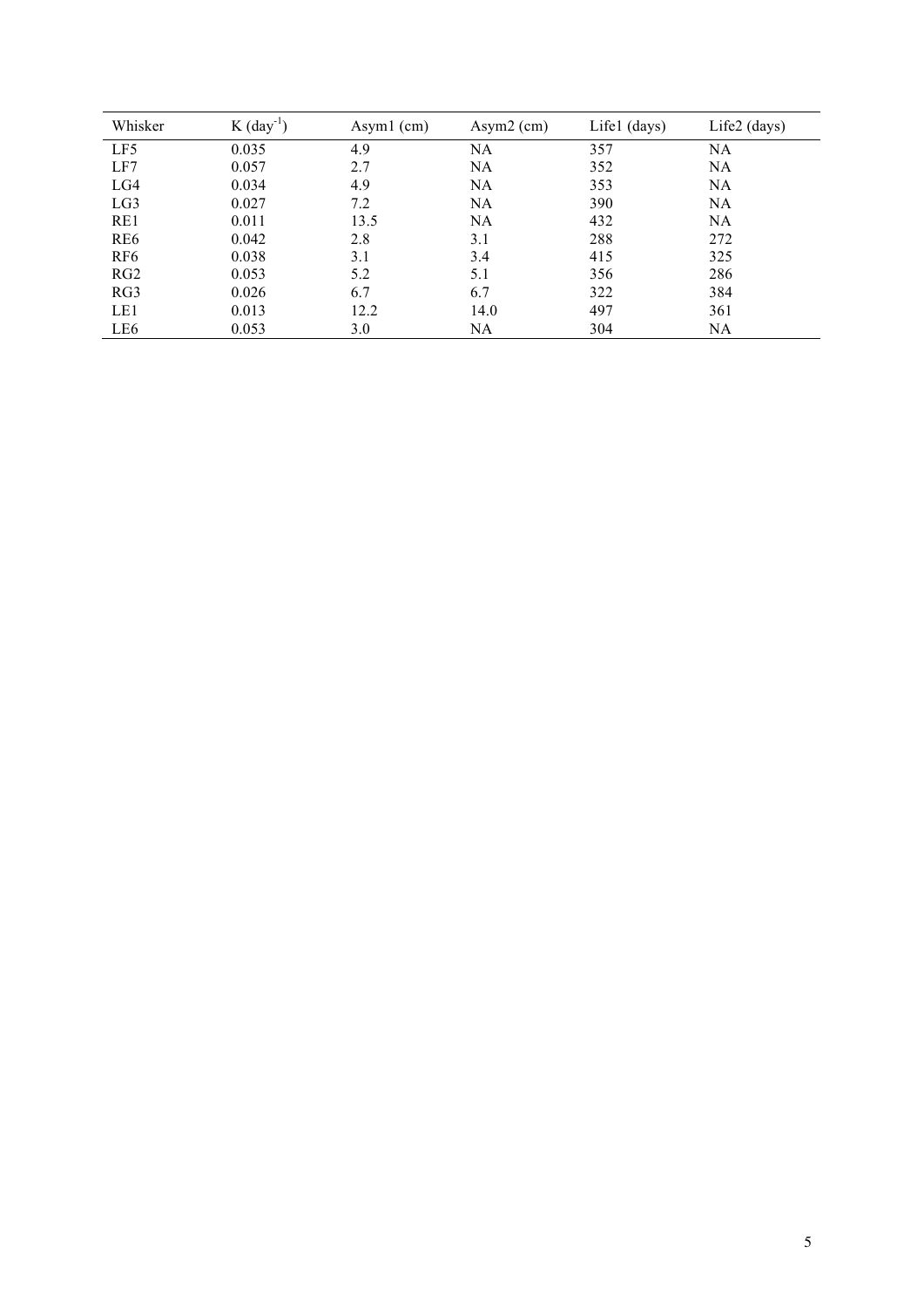| Whisker | K ($day^{-1}$) | Asym1 (cm) | Asym2 (cm) | Life1 (days) | Life2 (days) |
|---|---|---|---|---|---|
| LF5 | 0.035 | 4.9 | NA | 357 | NA |
| LF7 | 0.057 | 2.7 | NA | 352 | NA |
| LG4 | 0.034 | 4.9 | NA | 353 | NA |
| LG3 | 0.027 | 7.2 | NA | 390 | NA |
| RE1 | 0.011 | 13.5 | NA | 432 | NA |
| RE6 | 0.042 | 2.8 | 3.1 | 288 | 272 |
| RF6 | 0.038 | 3.1 | 3.4 | 415 | 325 |
| RG2 | 0.053 | 5.2 | 5.1 | 356 | 286 |
| RG3 | 0.026 | 6.7 | 6.7 | 322 | 384 |
| LE1 | 0.013 | 12.2 | 14.0 | 497 | 361 |
| LE6 | 0.053 | 3.0 | NA | 304 | NA |